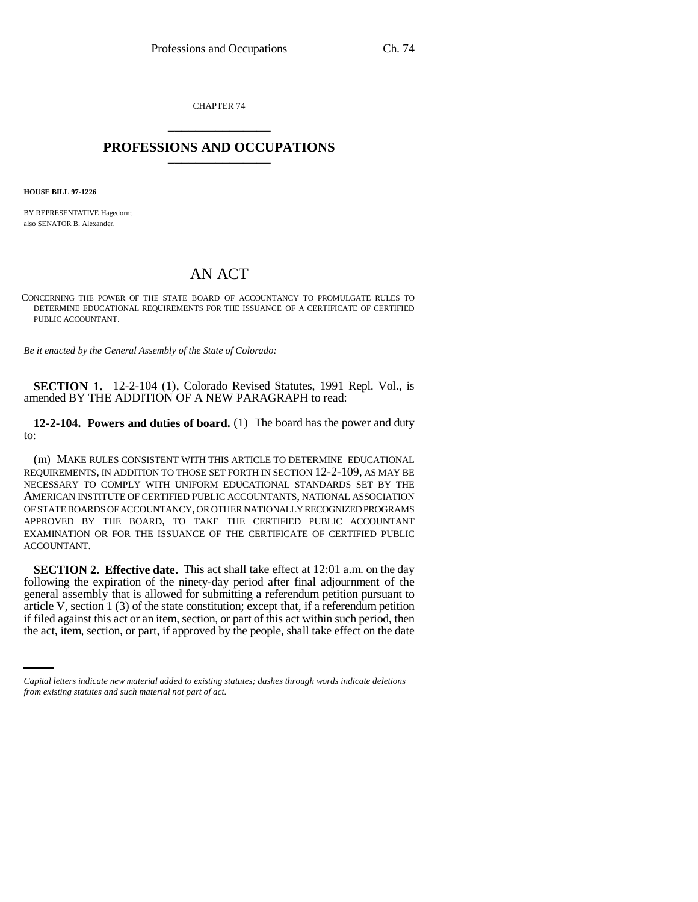CHAPTER 74

# PROFESSIONS AND OCCUPATIONS

**HOUSE BILL 97-1226**

BY REPRESENTATIVE Hagedorn;
also SENATOR B. Alexander.

## AN ACT

CONCERNING THE POWER OF THE STATE BOARD OF ACCOUNTANCY TO PROMULGATE RULES TO DETERMINE EDUCATIONAL REQUIREMENTS FOR THE ISSUANCE OF A CERTIFICATE OF CERTIFIED PUBLIC ACCOUNTANT.

*Be it enacted by the General Assembly of the State of Colorado:*

**SECTION 1.** 12-2-104 (1), Colorado Revised Statutes, 1991 Repl. Vol., is amended BY THE ADDITION OF A NEW PARAGRAPH to read:

**12-2-104. Powers and duties of board.** (1) The board has the power and duty to:

(m) MAKE RULES CONSISTENT WITH THIS ARTICLE TO DETERMINE EDUCATIONAL REQUIREMENTS, IN ADDITION TO THOSE SET FORTH IN SECTION 12-2-109, AS MAY BE NECESSARY TO COMPLY WITH UNIFORM EDUCATIONAL STANDARDS SET BY THE AMERICAN INSTITUTE OF CERTIFIED PUBLIC ACCOUNTANTS, NATIONAL ASSOCIATION OF STATE BOARDS OF ACCOUNTANCY, OR OTHER NATIONALLY RECOGNIZED PROGRAMS APPROVED BY THE BOARD, TO TAKE THE CERTIFIED PUBLIC ACCOUNTANT EXAMINATION OR FOR THE ISSUANCE OF THE CERTIFICATE OF CERTIFIED PUBLIC ACCOUNTANT.

**SECTION 2. Effective date.** This act shall take effect at 12:01 a.m. on the day following the expiration of the ninety-day period after final adjournment of the general assembly that is allowed for submitting a referendum petition pursuant to article V, section 1 (3) of the state constitution; except that, if a referendum petition if filed against this act or an item, section, or part of this act within such period, then the act, item, section, or part, if approved by the people, shall take effect on the date

*Capital letters indicate new material added to existing statutes; dashes through words indicate deletions from existing statutes and such material not part of act.*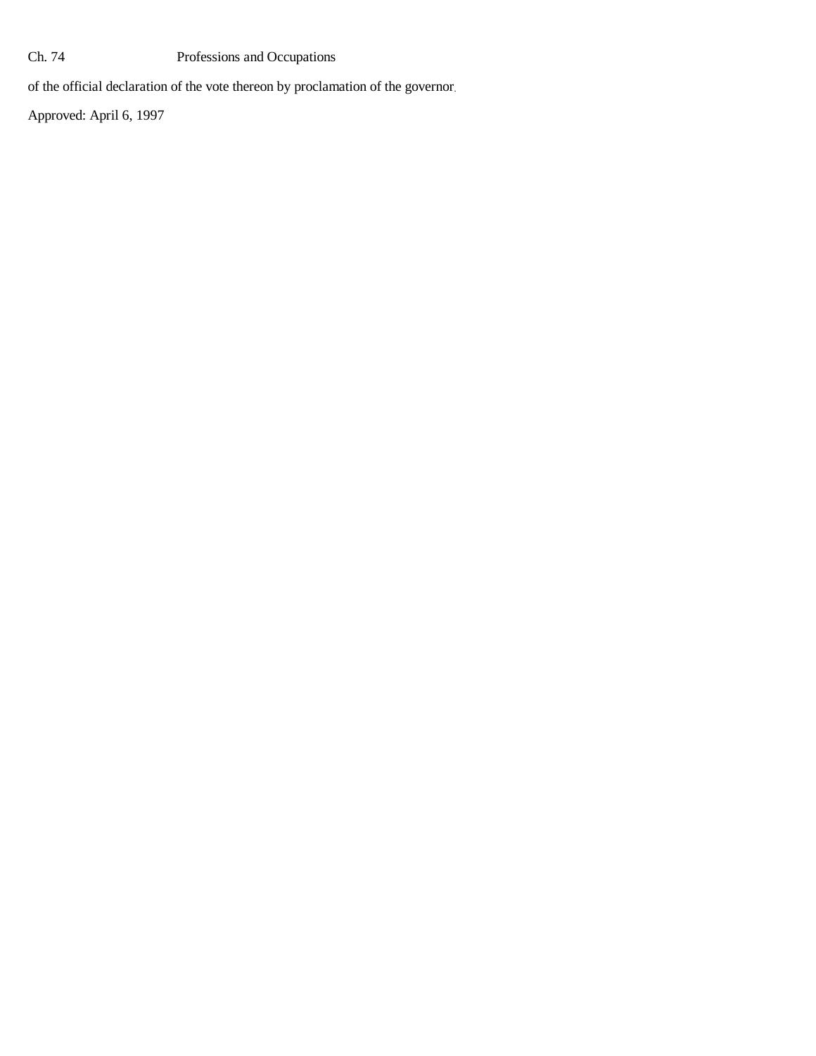of the official declaration of the vote thereon by proclamation of the governor.

Approved: April 6, 1997